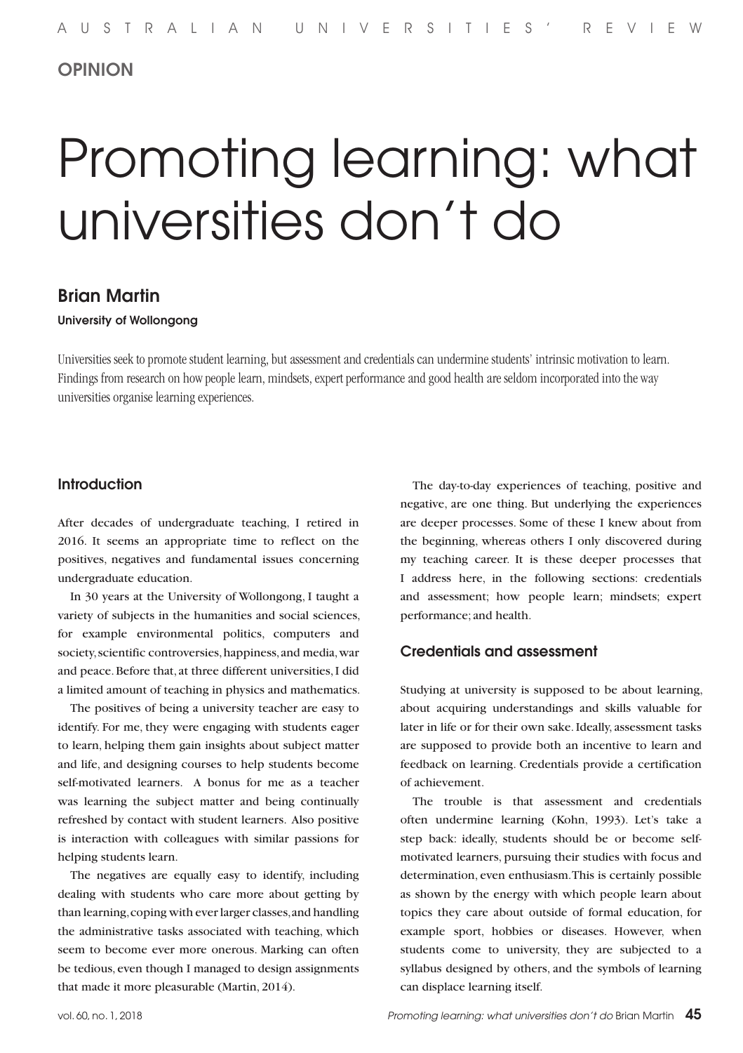OPINION

# Promoting learning: what universities don't do

## Brian Martin

**University of Wollongong**

Universities seek to promote student learning, but assessment and credentials can undermine students' intrinsic motivation to learn. Findings from research on how people learn, mindsets, expert performance and good health are seldom incorporated into the way universities organise learning experiences.

### Introduction

After decades of undergraduate teaching, I retired in 2016. It seems an appropriate time to reflect on the positives, negatives and fundamental issues concerning undergraduate education.

In 30 years at the University of Wollongong, I taught a variety of subjects in the humanities and social sciences, for example environmental politics, computers and society, scientific controversies, happiness, and media, war and peace. Before that, at three different universities, I did a limited amount of teaching in physics and mathematics.

The positives of being a university teacher are easy to identify. For me, they were engaging with students eager to learn, helping them gain insights about subject matter and life, and designing courses to help students become self-motivated learners. A bonus for me as a teacher was learning the subject matter and being continually refreshed by contact with student learners. Also positive is interaction with colleagues with similar passions for helping students learn.

The negatives are equally easy to identify, including dealing with students who care more about getting by than learning, coping with ever larger classes, and handling the administrative tasks associated with teaching, which seem to become ever more onerous. Marking can often be tedious, even though I managed to design assignments that made it more pleasurable (Martin, 2014).

The day-to-day experiences of teaching, positive and negative, are one thing. But underlying the experiences are deeper processes. Some of these I knew about from the beginning, whereas others I only discovered during my teaching career. It is these deeper processes that I address here, in the following sections: credentials and assessment; how people learn; mindsets; expert performance; and health.

### Credentials and assessment

Studying at university is supposed to be about learning, about acquiring understandings and skills valuable for later in life or for their own sake. Ideally, assessment tasks are supposed to provide both an incentive to learn and feedback on learning. Credentials provide a certification of achievement.

The trouble is that assessment and credentials often undermine learning (Kohn, 1993). Let's take a step back: ideally, students should be or become self-motivated learners, pursuing their studies with focus and determination, even enthusiasm. This is certainly possible as shown by the energy with which people learn about topics they care about outside of formal education, for example sport, hobbies or diseases. However, when students come to university, they are subjected to a syllabus designed by others, and the symbols of learning can displace learning itself.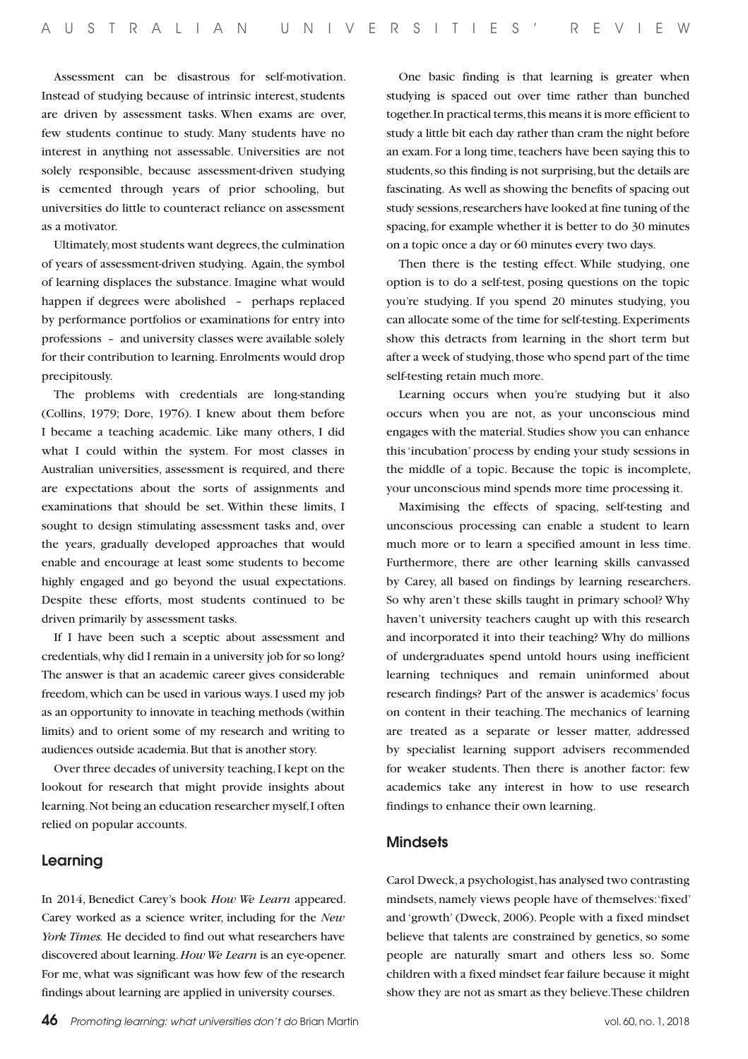Assessment can be disastrous for self-motivation. Instead of studying because of intrinsic interest, students are driven by assessment tasks. When exams are over, few students continue to study. Many students have no interest in anything not assessable. Universities are not solely responsible, because assessment-driven studying is cemented through years of prior schooling, but universities do little to counteract reliance on assessment as a motivator.

Ultimately, most students want degrees, the culmination of years of assessment-driven studying. Again, the symbol of learning displaces the substance. Imagine what would happen if degrees were abolished – perhaps replaced by performance portfolios or examinations for entry into professions – and university classes were available solely for their contribution to learning. Enrolments would drop precipitously.

The problems with credentials are long-standing (Collins, 1979; Dore, 1976). I knew about them before I became a teaching academic. Like many others, I did what I could within the system. For most classes in Australian universities, assessment is required, and there are expectations about the sorts of assignments and examinations that should be set. Within these limits, I sought to design stimulating assessment tasks and, over the years, gradually developed approaches that would enable and encourage at least some students to become highly engaged and go beyond the usual expectations. Despite these efforts, most students continued to be driven primarily by assessment tasks.

If I have been such a sceptic about assessment and credentials, why did I remain in a university job for so long? The answer is that an academic career gives considerable freedom, which can be used in various ways. I used my job as an opportunity to innovate in teaching methods (within limits) and to orient some of my research and writing to audiences outside academia. But that is another story.

Over three decades of university teaching, I kept on the lookout for research that might provide insights about learning. Not being an education researcher myself, I often relied on popular accounts.

## Learning

In 2014, Benedict Carey's book *How We Learn* appeared. Carey worked as a science writer, including for the *New York Times.* He decided to find out what researchers have discovered about learning. *How We Learn* is an eye-opener. For me, what was significant was how few of the research findings about learning are applied in university courses.

One basic finding is that learning is greater when studying is spaced out over time rather than bunched together. In practical terms, this means it is more efficient to study a little bit each day rather than cram the night before an exam. For a long time, teachers have been saying this to students, so this finding is not surprising, but the details are fascinating. As well as showing the benefits of spacing out study sessions, researchers have looked at fine tuning of the spacing, for example whether it is better to do 30 minutes on a topic once a day or 60 minutes every two days.

Then there is the testing effect. While studying, one option is to do a self-test, posing questions on the topic you're studying. If you spend 20 minutes studying, you can allocate some of the time for self-testing. Experiments show this detracts from learning in the short term but after a week of studying, those who spend part of the time self-testing retain much more.

Learning occurs when you're studying but it also occurs when you are not, as your unconscious mind engages with the material. Studies show you can enhance this 'incubation' process by ending your study sessions in the middle of a topic. Because the topic is incomplete, your unconscious mind spends more time processing it.

Maximising the effects of spacing, self-testing and unconscious processing can enable a student to learn much more or to learn a specified amount in less time. Furthermore, there are other learning skills canvassed by Carey, all based on findings by learning researchers. So why aren't these skills taught in primary school? Why haven't university teachers caught up with this research and incorporated it into their teaching? Why do millions of undergraduates spend untold hours using inefficient learning techniques and remain uninformed about research findings? Part of the answer is academics' focus on content in their teaching. The mechanics of learning are treated as a separate or lesser matter, addressed by specialist learning support advisers recommended for weaker students. Then there is another factor: few academics take any interest in how to use research findings to enhance their own learning.

## Mindsets

Carol Dweck, a psychologist, has analysed two contrasting mindsets, namely views people have of themselves: 'fixed' and 'growth' (Dweck, 2006). People with a fixed mindset believe that talents are constrained by genetics, so some people are naturally smart and others less so. Some children with a fixed mindset fear failure because it might show they are not as smart as they believe. These children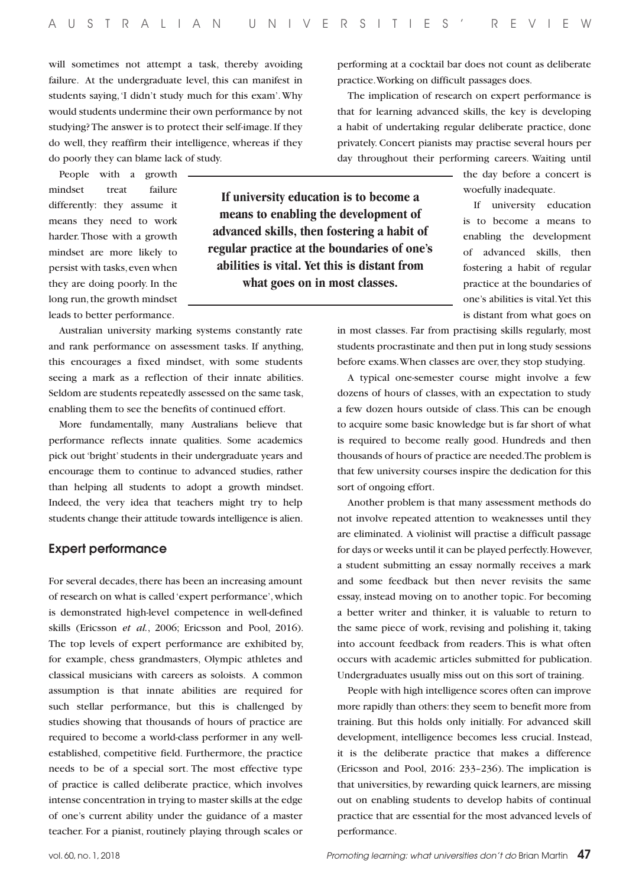will sometimes not attempt a task, thereby avoiding failure. At the undergraduate level, this can manifest in students saying, 'I didn't study much for this exam'. Why would students undermine their own performance by not studying? The answer is to protect their self-image. If they do well, they reaffirm their intelligence, whereas if they do poorly they can blame lack of study.

People with a growth mindset treat failure differently: they assume it means they need to work harder. Those with a growth mindset are more likely to persist with tasks, even when they are doing poorly. In the long run, the growth mindset leads to better performance.

> **If university education is to become a means to enabling the development of advanced skills, then fostering a habit of regular practice at the boundaries of one's abilities is vital. Yet this is distant from what goes on in most classes.**

Australian university marking systems constantly rate and rank performance on assessment tasks. If anything, this encourages a fixed mindset, with some students seeing a mark as a reflection of their innate abilities. Seldom are students repeatedly assessed on the same task, enabling them to see the benefits of continued effort.

More fundamentally, many Australians believe that performance reflects innate qualities. Some academics pick out 'bright' students in their undergraduate years and encourage them to continue to advanced studies, rather than helping all students to adopt a growth mindset. Indeed, the very idea that teachers might try to help students change their attitude towards intelligence is alien.

## Expert performance

For several decades, there has been an increasing amount of research on what is called 'expert performance', which is demonstrated high-level competence in well-defined skills (Ericsson *et al.*, 2006; Ericsson and Pool, 2016). The top levels of expert performance are exhibited by, for example, chess grandmasters, Olympic athletes and classical musicians with careers as soloists. A common assumption is that innate abilities are required for such stellar performance, but this is challenged by studies showing that thousands of hours of practice are required to become a world-class performer in any well-established, competitive field. Furthermore, the practice needs to be of a special sort. The most effective type of practice is called deliberate practice, which involves intense concentration in trying to master skills at the edge of one's current ability under the guidance of a master teacher. For a pianist, routinely playing through scales or performing at a cocktail bar does not count as deliberate practice. Working on difficult passages does.

The implication of research on expert performance is that for learning advanced skills, the key is developing a habit of undertaking regular deliberate practice, done privately. Concert pianists may practise several hours per day throughout their performing careers. Waiting until the day before a concert is woefully inadequate.

If university education is to become a means to enabling the development of advanced skills, then fostering a habit of regular practice at the boundaries of one's abilities is vital. Yet this is distant from what goes on in most classes. Far from practising skills regularly, most students procrastinate and then put in long study sessions before exams. When classes are over, they stop studying.

A typical one-semester course might involve a few dozens of hours of classes, with an expectation to study a few dozen hours outside of class. This can be enough to acquire some basic knowledge but is far short of what is required to become really good. Hundreds and then thousands of hours of practice are needed. The problem is that few university courses inspire the dedication for this sort of ongoing effort.

Another problem is that many assessment methods do not involve repeated attention to weaknesses until they are eliminated. A violinist will practise a difficult passage for days or weeks until it can be played perfectly. However, a student submitting an essay normally receives a mark and some feedback but then never revisits the same essay, instead moving on to another topic. For becoming a better writer and thinker, it is valuable to return to the same piece of work, revising and polishing it, taking into account feedback from readers. This is what often occurs with academic articles submitted for publication. Undergraduates usually miss out on this sort of training.

People with high intelligence scores often can improve more rapidly than others: they seem to benefit more from training. But this holds only initially. For advanced skill development, intelligence becomes less crucial. Instead, it is the deliberate practice that makes a difference (Ericsson and Pool, 2016: 233–236). The implication is that universities, by rewarding quick learners, are missing out on enabling students to develop habits of continual practice that are essential for the most advanced levels of performance.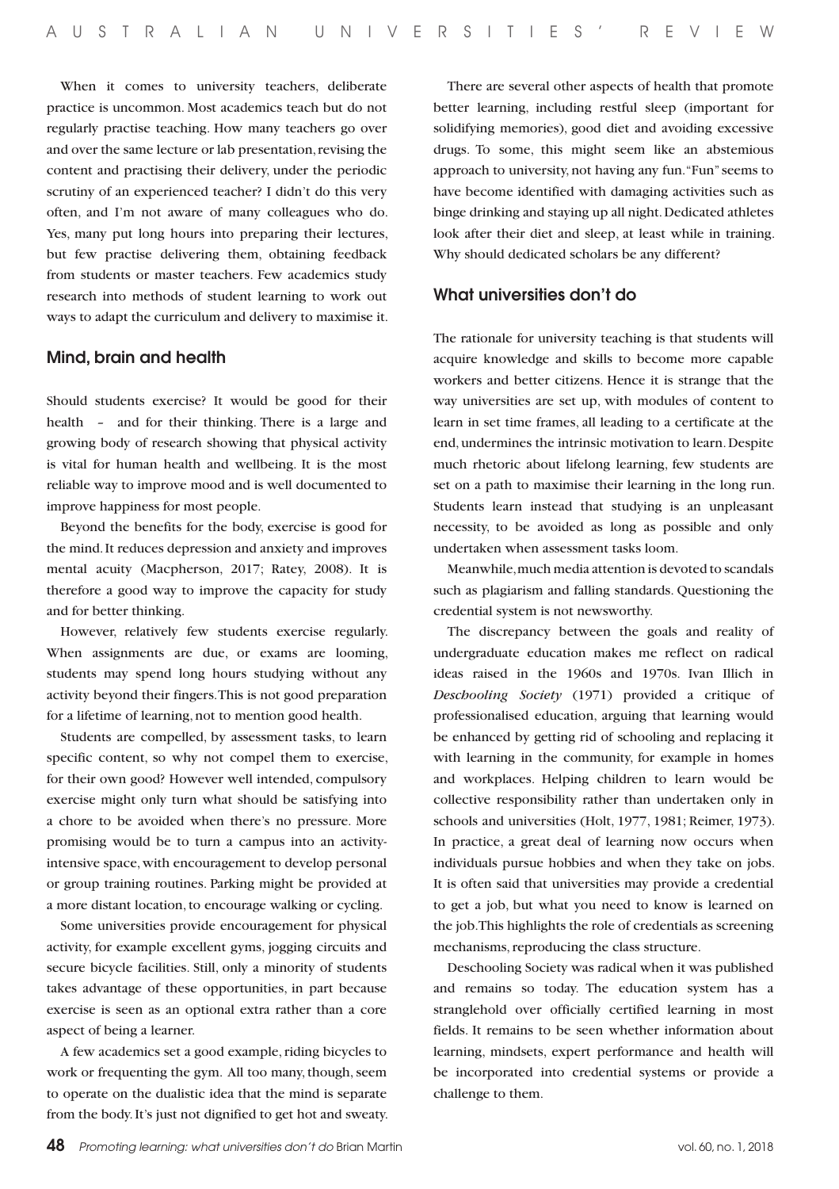When it comes to university teachers, deliberate practice is uncommon. Most academics teach but do not regularly practise teaching. How many teachers go over and over the same lecture or lab presentation, revising the content and practising their delivery, under the periodic scrutiny of an experienced teacher? I didn't do this very often, and I'm not aware of many colleagues who do. Yes, many put long hours into preparing their lectures, but few practise delivering them, obtaining feedback from students or master teachers. Few academics study research into methods of student learning to work out ways to adapt the curriculum and delivery to maximise it.

## Mind, brain and health

Should students exercise? It would be good for their health – and for their thinking. There is a large and growing body of research showing that physical activity is vital for human health and wellbeing. It is the most reliable way to improve mood and is well documented to improve happiness for most people.

Beyond the benefits for the body, exercise is good for the mind. It reduces depression and anxiety and improves mental acuity (Macpherson, 2017; Ratey, 2008). It is therefore a good way to improve the capacity for study and for better thinking.

However, relatively few students exercise regularly. When assignments are due, or exams are looming, students may spend long hours studying without any activity beyond their fingers. This is not good preparation for a lifetime of learning, not to mention good health.

Students are compelled, by assessment tasks, to learn specific content, so why not compel them to exercise, for their own good? However well intended, compulsory exercise might only turn what should be satisfying into a chore to be avoided when there's no pressure. More promising would be to turn a campus into an activity-intensive space, with encouragement to develop personal or group training routines. Parking might be provided at a more distant location, to encourage walking or cycling.

Some universities provide encouragement for physical activity, for example excellent gyms, jogging circuits and secure bicycle facilities. Still, only a minority of students takes advantage of these opportunities, in part because exercise is seen as an optional extra rather than a core aspect of being a learner.

A few academics set a good example, riding bicycles to work or frequenting the gym. All too many, though, seem to operate on the dualistic idea that the mind is separate from the body. It's just not dignified to get hot and sweaty.

There are several other aspects of health that promote better learning, including restful sleep (important for solidifying memories), good diet and avoiding excessive drugs. To some, this might seem like an abstemious approach to university, not having any fun. "Fun" seems to have become identified with damaging activities such as binge drinking and staying up all night. Dedicated athletes look after their diet and sleep, at least while in training. Why should dedicated scholars be any different?

## What universities don't do

The rationale for university teaching is that students will acquire knowledge and skills to become more capable workers and better citizens. Hence it is strange that the way universities are set up, with modules of content to learn in set time frames, all leading to a certificate at the end, undermines the intrinsic motivation to learn. Despite much rhetoric about lifelong learning, few students are set on a path to maximise their learning in the long run. Students learn instead that studying is an unpleasant necessity, to be avoided as long as possible and only undertaken when assessment tasks loom.

Meanwhile, much media attention is devoted to scandals such as plagiarism and falling standards. Questioning the credential system is not newsworthy.

The discrepancy between the goals and reality of undergraduate education makes me reflect on radical ideas raised in the 1960s and 1970s. Ivan Illich in *Deschooling Society* (1971) provided a critique of professionalised education, arguing that learning would be enhanced by getting rid of schooling and replacing it with learning in the community, for example in homes and workplaces. Helping children to learn would be collective responsibility rather than undertaken only in schools and universities (Holt, 1977, 1981; Reimer, 1973). In practice, a great deal of learning now occurs when individuals pursue hobbies and when they take on jobs. It is often said that universities may provide a credential to get a job, but what you need to know is learned on the job. This highlights the role of credentials as screening mechanisms, reproducing the class structure.

Deschooling Society was radical when it was published and remains so today. The education system has a stranglehold over officially certified learning in most fields. It remains to be seen whether information about learning, mindsets, expert performance and health will be incorporated into credential systems or provide a challenge to them.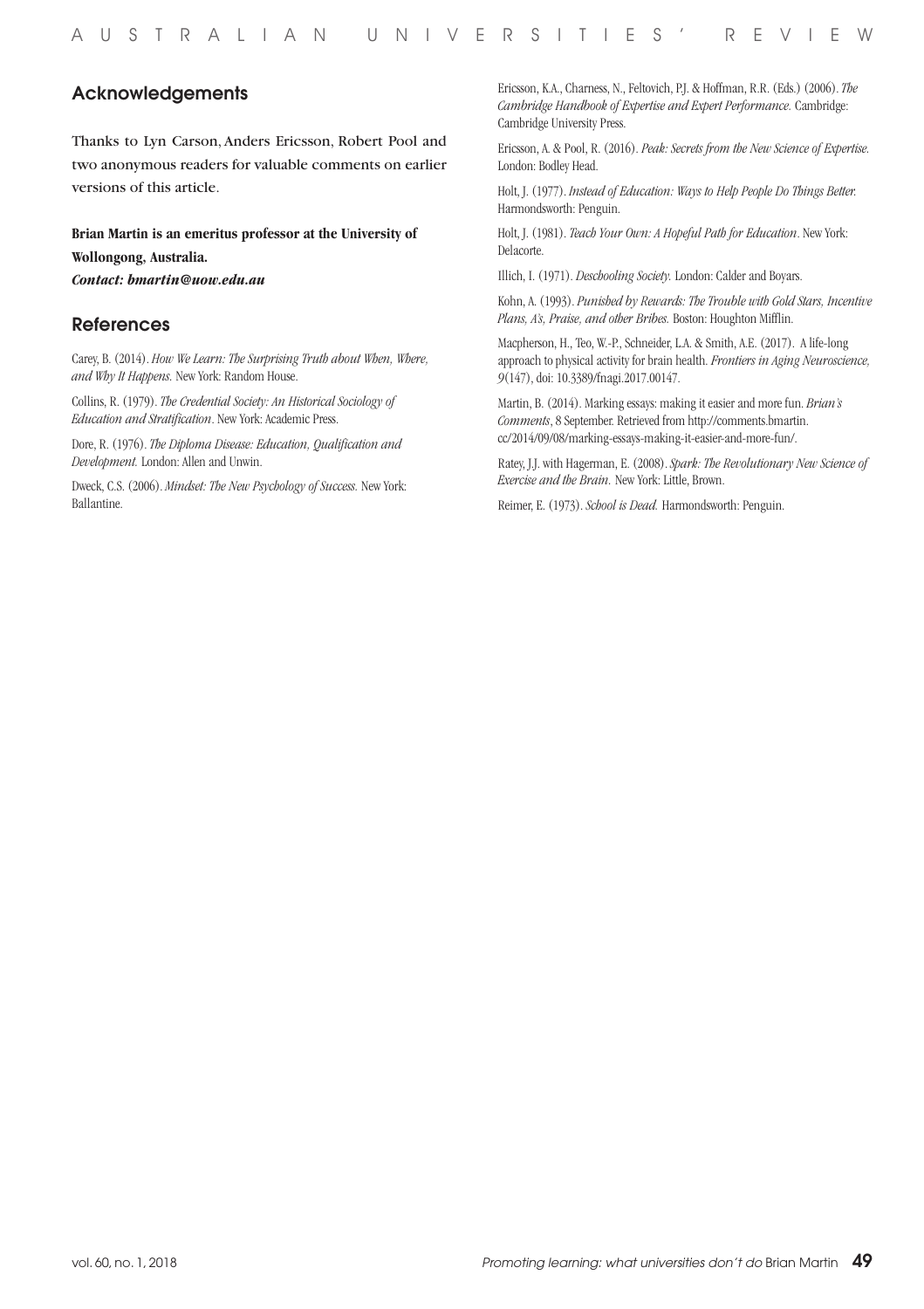## Acknowledgements

Thanks to Lyn Carson, Anders Ericsson, Robert Pool and two anonymous readers for valuable comments on earlier versions of this article.

**Brian Martin is an emeritus professor at the University of Wollongong, Australia.**
***Contact: bmartin@uow.edu.au***

## References

Carey, B. (2014). *How We Learn: The Surprising Truth about When, Where, and Why It Happens.* New York: Random House.

Collins, R. (1979). *The Credential Society: An Historical Sociology of Education and Stratification*. New York: Academic Press.

Dore, R. (1976). *The Diploma Disease: Education, Qualification and Development.* London: Allen and Unwin.

Dweck, C.S. (2006). *Mindset: The New Psychology of Success.* New York: Ballantine.

Ericsson, K.A., Charness, N., Feltovich, P.J. & Hoffman, R.R. (Eds.) (2006). *The Cambridge Handbook of Expertise and Expert Performance.* Cambridge: Cambridge University Press.

Ericsson, A. & Pool, R. (2016). *Peak: Secrets from the New Science of Expertise.* London: Bodley Head.

Holt, J. (1977). *Instead of Education: Ways to Help People Do Things Better.* Harmondsworth: Penguin.

Holt, J. (1981). *Teach Your Own: A Hopeful Path for Education*. New York: Delacorte.

Illich, I. (1971). *Deschooling Society.* London: Calder and Boyars.

Kohn, A. (1993). *Punished by Rewards: The Trouble with Gold Stars, Incentive Plans, A's, Praise, and other Bribes.* Boston: Houghton Mifflin.

Macpherson, H., Teo, W.-P., Schneider, L.A. & Smith, A.E. (2017). A life-long approach to physical activity for brain health. *Frontiers in Aging Neuroscience, 9*(147), doi: 10.3389/fnagi.2017.00147.

Martin, B. (2014). Marking essays: making it easier and more fun. *Brian's Comments*, 8 September. Retrieved from http://comments.bmartin.cc/2014/09/08/marking-essays-making-it-easier-and-more-fun/.

Ratey, J.J. with Hagerman, E. (2008). *Spark: The Revolutionary New Science of Exercise and the Brain.* New York: Little, Brown.

Reimer, E. (1973). *School is Dead.* Harmondsworth: Penguin.